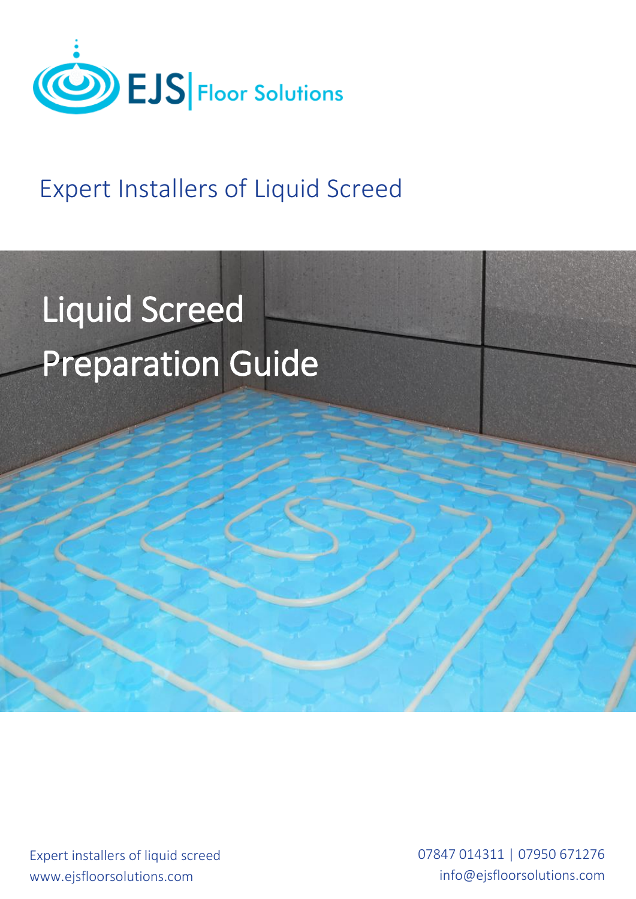EJS | Floor Solutions

## Expert Installers of Liquid Screed

# Liquid Screed Preparation Guide

Expert installers of liquid screed
www.ejsfloorsolutions.com

07847 014311 | 07950 671276
info@ejsfloorsolutions.com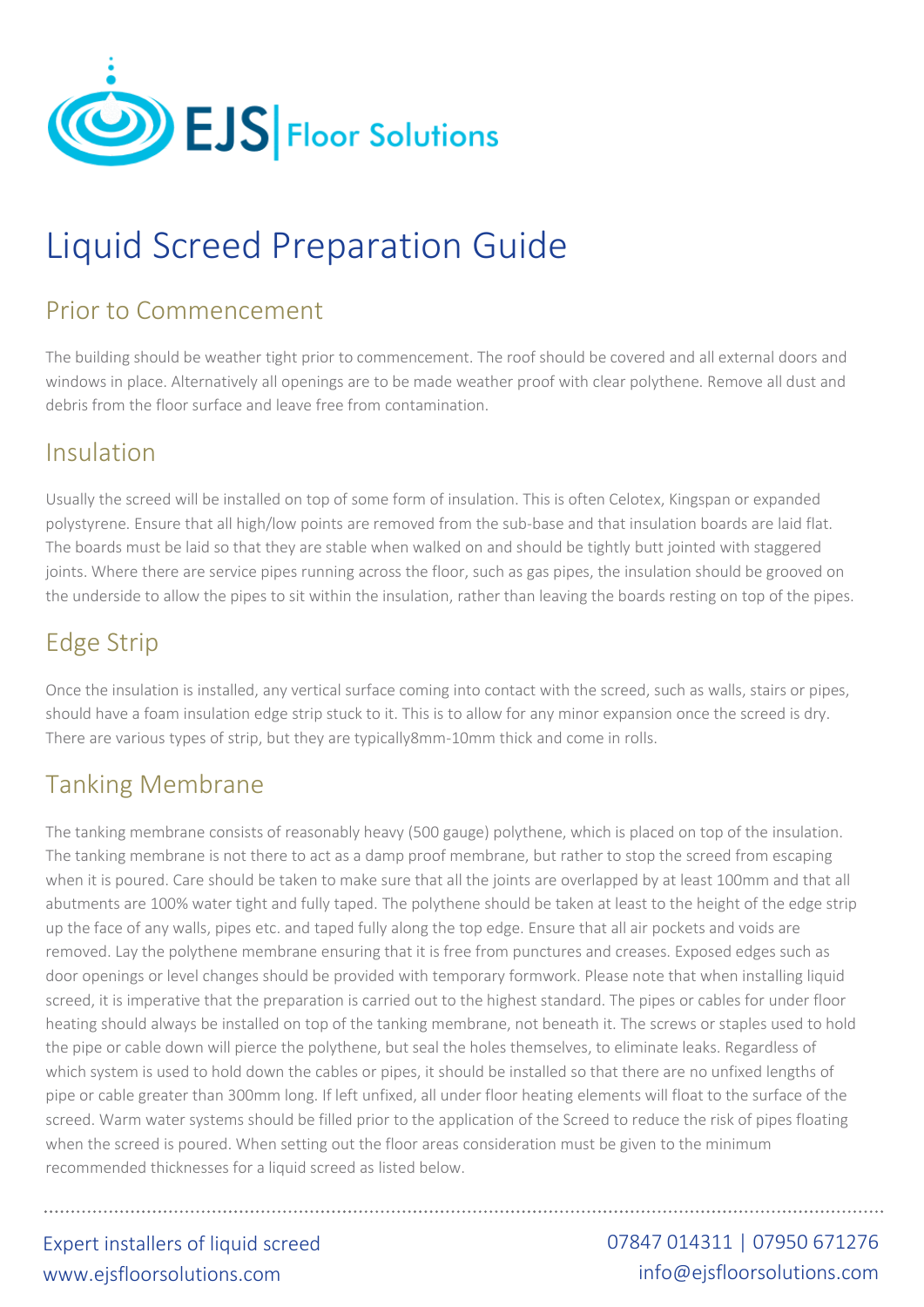# Liquid Screed Preparation Guide

## Prior to Commencement

The building should be weather tight prior to commencement. The roof should be covered and all external doors and windows in place. Alternatively all openings are to be made weather proof with clear polythene. Remove all dust and debris from the floor surface and leave free from contamination.

## Insulation

Usually the screed will be installed on top of some form of insulation. This is often Celotex, Kingspan or expanded polystyrene. Ensure that all high/low points are removed from the sub-base and that insulation boards are laid flat. The boards must be laid so that they are stable when walked on and should be tightly butt jointed with staggered joints. Where there are service pipes running across the floor, such as gas pipes, the insulation should be grooved on the underside to allow the pipes to sit within the insulation, rather than leaving the boards resting on top of the pipes.

## Edge Strip

Once the insulation is installed, any vertical surface coming into contact with the screed, such as walls, stairs or pipes, should have a foam insulation edge strip stuck to it. This is to allow for any minor expansion once the screed is dry. There are various types of strip, but they are typically8mm-10mm thick and come in rolls.

## Tanking Membrane

The tanking membrane consists of reasonably heavy (500 gauge) polythene, which is placed on top of the insulation. The tanking membrane is not there to act as a damp proof membrane, but rather to stop the screed from escaping when it is poured. Care should be taken to make sure that all the joints are overlapped by at least 100mm and that all abutments are 100% water tight and fully taped. The polythene should be taken at least to the height of the edge strip up the face of any walls, pipes etc. and taped fully along the top edge. Ensure that all air pockets and voids are removed. Lay the polythene membrane ensuring that it is free from punctures and creases. Exposed edges such as door openings or level changes should be provided with temporary formwork. Please note that when installing liquid screed, it is imperative that the preparation is carried out to the highest standard. The pipes or cables for under floor heating should always be installed on top of the tanking membrane, not beneath it. The screws or staples used to hold the pipe or cable down will pierce the polythene, but seal the holes themselves, to eliminate leaks. Regardless of which system is used to hold down the cables or pipes, it should be installed so that there are no unfixed lengths of pipe or cable greater than 300mm long. If left unfixed, all under floor heating elements will float to the surface of the screed. Warm water systems should be filled prior to the application of the Screed to reduce the risk of pipes floating when the screed is poured. When setting out the floor areas consideration must be given to the minimum recommended thicknesses for a liquid screed as listed below.

Expert installers of liquid screed
www.ejsfloorsolutions.com

07847 014311 | 07950 671276
info@ejsfloorsolutions.com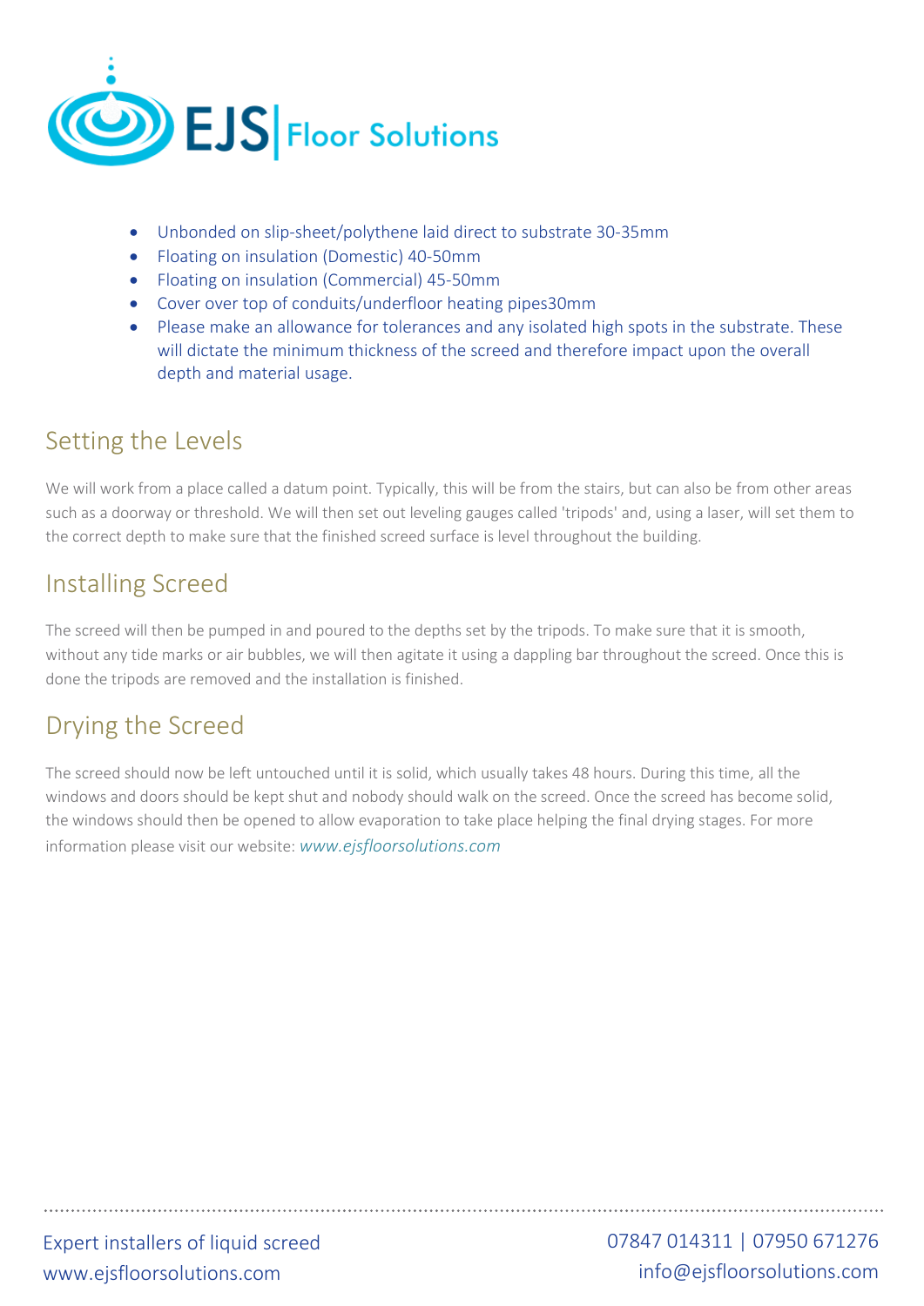- Unbonded on slip-sheet/polythene laid direct to substrate 30-35mm
- Floating on insulation (Domestic) 40-50mm
- Floating on insulation (Commercial) 45-50mm
- Cover over top of conduits/underfloor heating pipes30mm
- Please make an allowance for tolerances and any isolated high spots in the substrate. These will dictate the minimum thickness of the screed and therefore impact upon the overall depth and material usage.

## Setting the Levels

We will work from a place called a datum point. Typically, this will be from the stairs, but can also be from other areas such as a doorway or threshold. We will then set out leveling gauges called 'tripods' and, using a laser, will set them to the correct depth to make sure that the finished screed surface is level throughout the building.

## Installing Screed

The screed will then be pumped in and poured to the depths set by the tripods. To make sure that it is smooth, without any tide marks or air bubbles, we will then agitate it using a dappling bar throughout the screed. Once this is done the tripods are removed and the installation is finished.

## Drying the Screed

The screed should now be left untouched until it is solid, which usually takes 48 hours. During this time, all the windows and doors should be kept shut and nobody should walk on the screed. Once the screed has become solid, the windows should then be opened to allow evaporation to take place helping the final drying stages. For more information please visit our website: *www.ejsfloorsolutions.com*